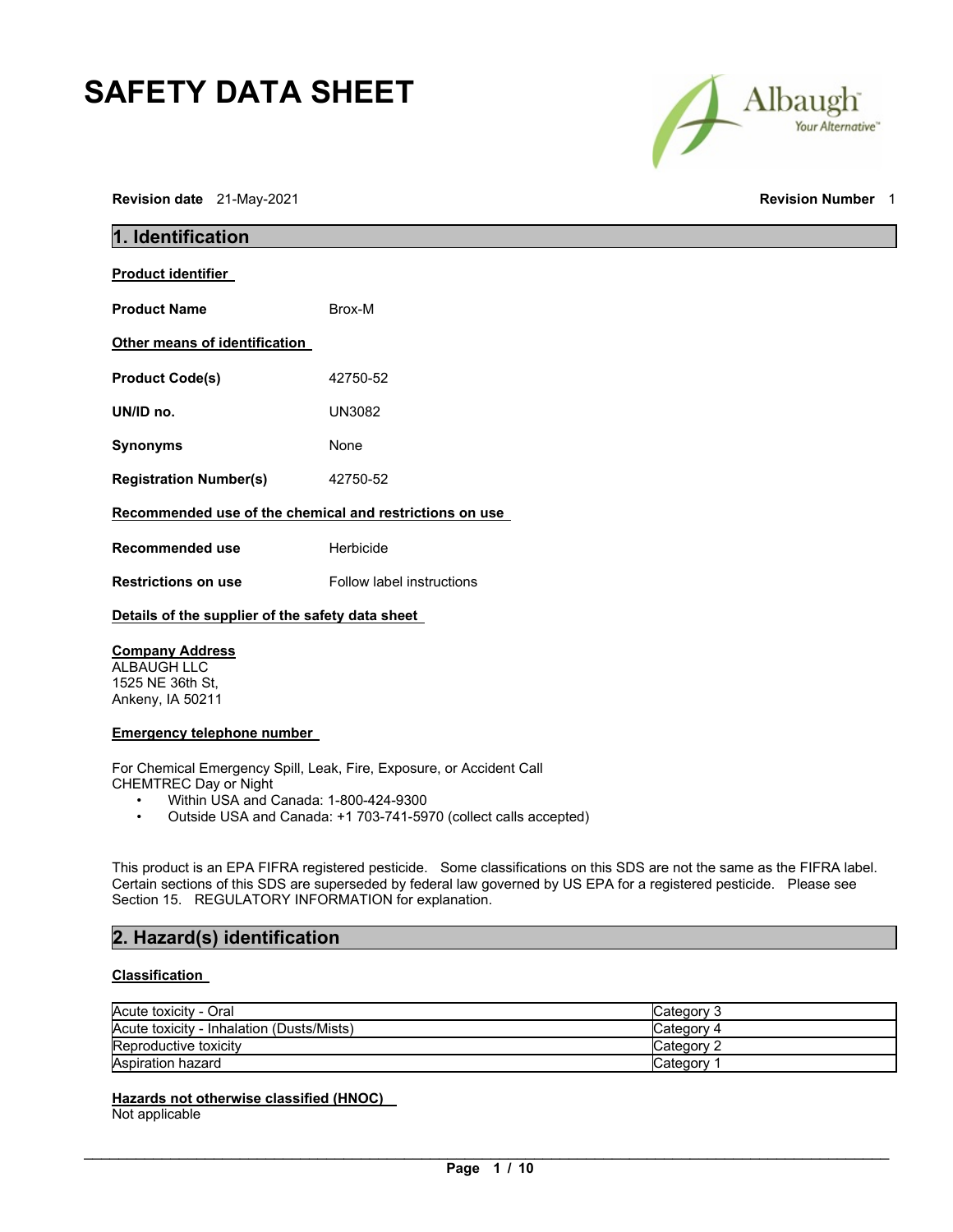# SAFETY DATA SHEET

**Revision date** 21-May-2021 **Revision Number** 1

## 1. Identification

**Product identifier**

**Product Name** Brox-M

**Other means of identification**

**Product Code(s)** 42750-52

**UN/ID no.** UN3082

**Synonyms** None

**Registration Number(s)** 42750-52

**Recommended use of the chemical and restrictions on use**

**Recommended use** Herbicide

**Restrictions on use** Follow label instructions

**Details of the supplier of the safety data sheet**

**Company Address**
ALBAUGH LLC
1525 NE 36th St,
Ankeny, IA 50211

**Emergency telephone number**

For Chemical Emergency Spill, Leak, Fire, Exposure, or Accident Call
CHEMTREC Day or Night

- Within USA and Canada: 1-800-424-9300
- Outside USA and Canada: +1 703-741-5970 (collect calls accepted)

This product is an EPA FIFRA registered pesticide. Some classifications on this SDS are not the same as the FIFRA label. Certain sections of this SDS are superseded by federal law governed by US EPA for a registered pesticide. Please see Section 15. REGULATORY INFORMATION for explanation.

## 2. Hazard(s) identification

**Classification**

| | |
|---|---|
| Acute toxicity - Oral | Category 3 |
| Acute toxicity - Inhalation (Dusts/Mists) | Category 4 |
| Reproductive toxicity | Category 2 |
| Aspiration hazard | Category 1 |

**Hazards not otherwise classified (HNOC)**
Not applicable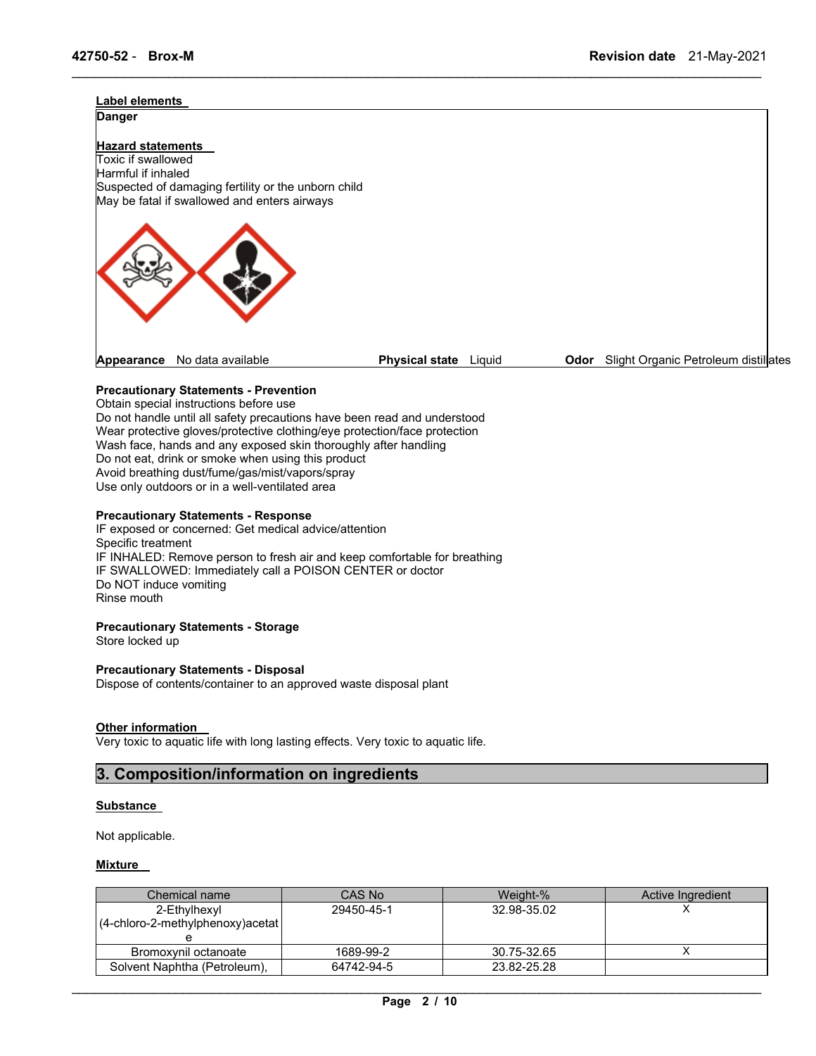**Label elements**

**Danger**

**Hazard statements**

Toxic if swallowed
Harmful if inhaled
Suspected of damaging fertility or the unborn child
May be fatal if swallowed and enters airways

**Appearance** No data available **Physical state** Liquid **Odor** Slight Organic Petroleum distillates

**Precautionary Statements - Prevention**

Obtain special instructions before use
Do not handle until all safety precautions have been read and understood
Wear protective gloves/protective clothing/eye protection/face protection
Wash face, hands and any exposed skin thoroughly after handling
Do not eat, drink or smoke when using this product
Avoid breathing dust/fume/gas/mist/vapors/spray
Use only outdoors or in a well-ventilated area

**Precautionary Statements - Response**

IF exposed or concerned: Get medical advice/attention
Specific treatment
IF INHALED: Remove person to fresh air and keep comfortable for breathing
IF SWALLOWED: Immediately call a POISON CENTER or doctor
Do NOT induce vomiting
Rinse mouth

**Precautionary Statements - Storage**

Store locked up

**Precautionary Statements - Disposal**

Dispose of contents/container to an approved waste disposal plant

**Other information**

Very toxic to aquatic life with long lasting effects. Very toxic to aquatic life.

## 3. Composition/information on ingredients

**Substance**

Not applicable.

**Mixture**

| Chemical name | CAS No | Weight-% | Active Ingredient |
|---|---|---|---|
| 2-Ethylhexyl (4-chloro-2-methylphenoxy)acetate | 29450-45-1 | 32.98-35.02 | X |
| Bromoxynil octanoate | 1689-99-2 | 30.75-32.65 | X |
| Solvent Naphtha (Petroleum), | 64742-94-5 | 23.82-25.28 | |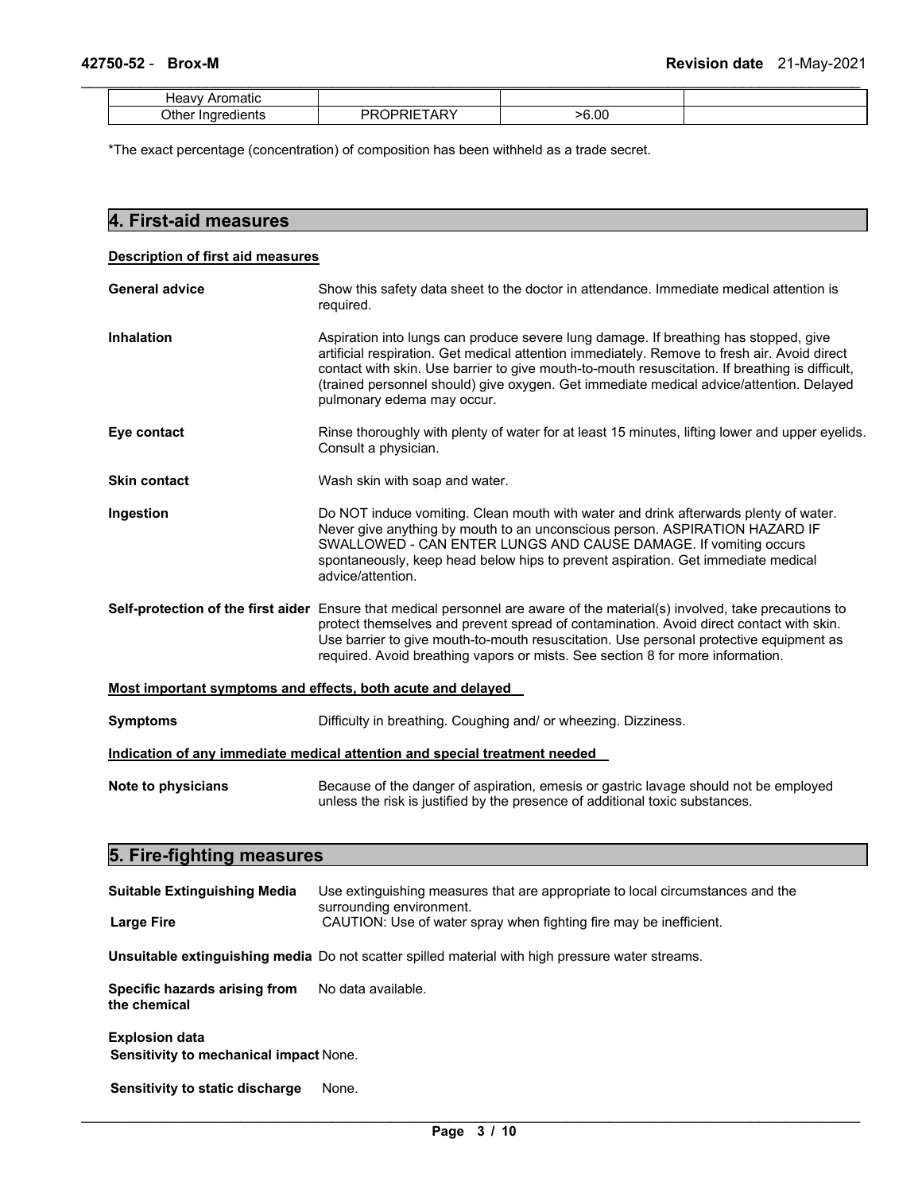| Heavy Aromatic | | | |
|---|---|---|---|
| Other Ingredients | PROPRIETARY | >6.00 | |

*The exact percentage (concentration) of composition has been withheld as a trade secret.

## 4. First-aid measures

**Description of first aid measures**

**General advice** Show this safety data sheet to the doctor in attendance. Immediate medical attention is required.

**Inhalation** Aspiration into lungs can produce severe lung damage. If breathing has stopped, give artificial respiration. Get medical attention immediately. Remove to fresh air. Avoid direct contact with skin. Use barrier to give mouth-to-mouth resuscitation. If breathing is difficult, (trained personnel should) give oxygen. Get immediate medical advice/attention. Delayed pulmonary edema may occur.

**Eye contact** Rinse thoroughly with plenty of water for at least 15 minutes, lifting lower and upper eyelids. Consult a physician.

**Skin contact** Wash skin with soap and water.

**Ingestion** Do NOT induce vomiting. Clean mouth with water and drink afterwards plenty of water. Never give anything by mouth to an unconscious person. ASPIRATION HAZARD IF SWALLOWED - CAN ENTER LUNGS AND CAUSE DAMAGE. If vomiting occurs spontaneously, keep head below hips to prevent aspiration. Get immediate medical advice/attention.

**Self-protection of the first aider** Ensure that medical personnel are aware of the material(s) involved, take precautions to protect themselves and prevent spread of contamination. Avoid direct contact with skin. Use barrier to give mouth-to-mouth resuscitation. Use personal protective equipment as required. Avoid breathing vapors or mists. See section 8 for more information.

**Most important symptoms and effects, both acute and delayed**

**Symptoms** Difficulty in breathing. Coughing and/ or wheezing. Dizziness.

**Indication of any immediate medical attention and special treatment needed**

**Note to physicians** Because of the danger of aspiration, emesis or gastric lavage should not be employed unless the risk is justified by the presence of additional toxic substances.

## 5. Fire-fighting measures

**Suitable Extinguishing Media** Use extinguishing measures that are appropriate to local circumstances and the surrounding environment.

**Large Fire** CAUTION: Use of water spray when fighting fire may be inefficient.

**Unsuitable extinguishing media** Do not scatter spilled material with high pressure water streams.

**Specific hazards arising from the chemical** No data available.

**Explosion data**

**Sensitivity to mechanical impact** None.

**Sensitivity to static discharge** None.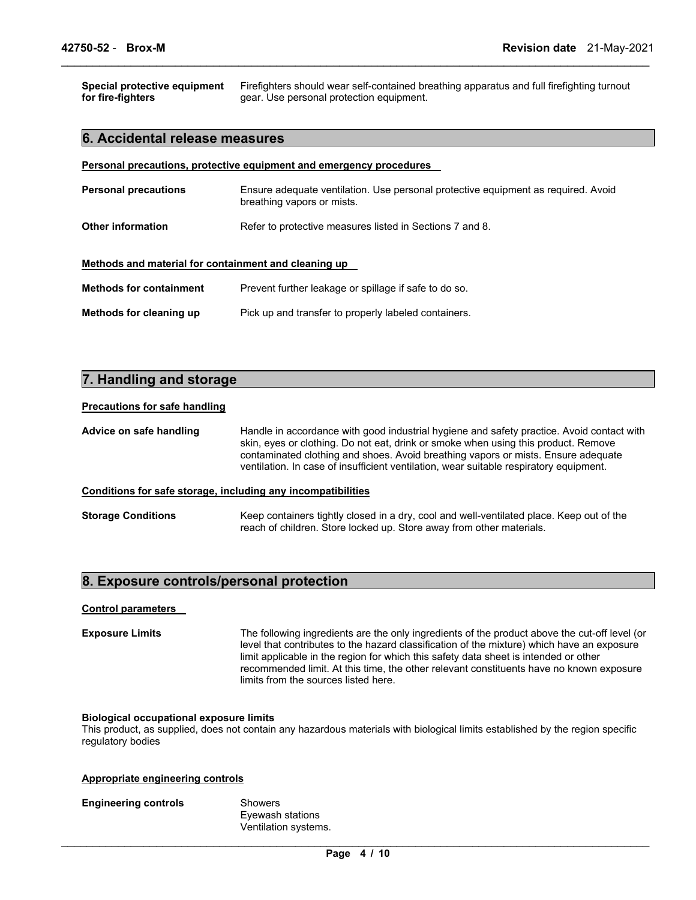**Special protective equipment for fire-fighters** Firefighters should wear self-contained breathing apparatus and full firefighting turnout gear. Use personal protection equipment.

## 6. Accidental release measures

### Personal precautions, protective equipment and emergency procedures

**Personal precautions** Ensure adequate ventilation. Use personal protective equipment as required. Avoid breathing vapors or mists.

**Other information** Refer to protective measures listed in Sections 7 and 8.

### Methods and material for containment and cleaning up

**Methods for containment** Prevent further leakage or spillage if safe to do so.

**Methods for cleaning up** Pick up and transfer to properly labeled containers.

## 7. Handling and storage

### Precautions for safe handling

**Advice on safe handling** Handle in accordance with good industrial hygiene and safety practice. Avoid contact with skin, eyes or clothing. Do not eat, drink or smoke when using this product. Remove contaminated clothing and shoes. Avoid breathing vapors or mists. Ensure adequate ventilation. In case of insufficient ventilation, wear suitable respiratory equipment.

### Conditions for safe storage, including any incompatibilities

**Storage Conditions** Keep containers tightly closed in a dry, cool and well-ventilated place. Keep out of the reach of children. Store locked up. Store away from other materials.

## 8. Exposure controls/personal protection

### Control parameters

**Exposure Limits** The following ingredients are the only ingredients of the product above the cut-off level (or level that contributes to the hazard classification of the mixture) which have an exposure limit applicable in the region for which this safety data sheet is intended or other recommended limit. At this time, the other relevant constituents have no known exposure limits from the sources listed here.

**Biological occupational exposure limits**
This product, as supplied, does not contain any hazardous materials with biological limits established by the region specific regulatory bodies

### Appropriate engineering controls

**Engineering controls** Showers
Eyewash stations
Ventilation systems.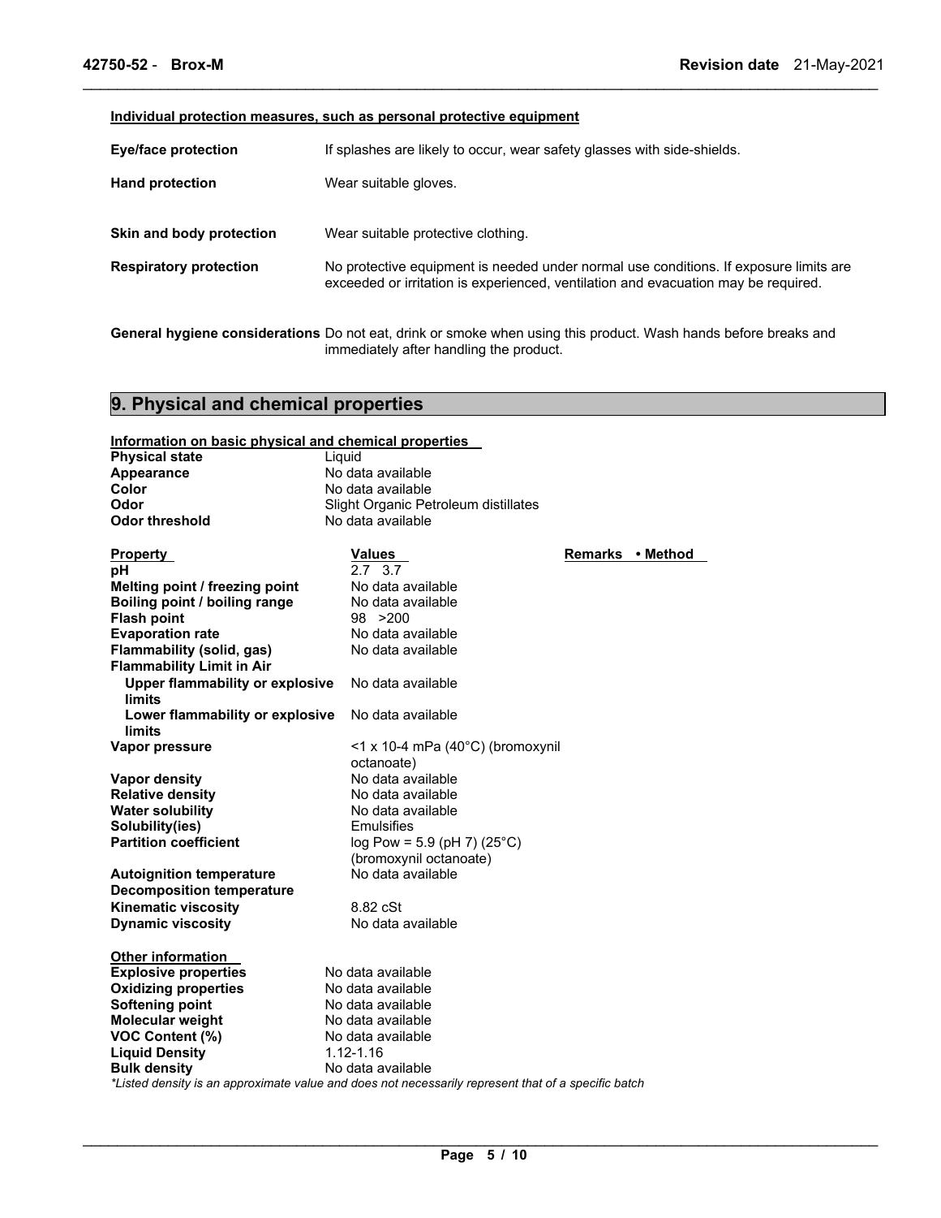**Individual protection measures, such as personal protective equipment**

| | |
|---|---|
| **Eye/face protection** | If splashes are likely to occur, wear safety glasses with side-shields. |
| **Hand protection** | Wear suitable gloves. |
| **Skin and body protection** | Wear suitable protective clothing. |
| **Respiratory protection** | No protective equipment is needed under normal use conditions. If exposure limits are exceeded or irritation is experienced, ventilation and evacuation may be required. |
| **General hygiene considerations** | Do not eat, drink or smoke when using this product. Wash hands before breaks and immediately after handling the product. |

## 9. Physical and chemical properties

**Information on basic physical and chemical properties**

| | |
|---|---|
| **Physical state** | Liquid |
| **Appearance** | No data available |
| **Color** | No data available |
| **Odor** | Slight Organic Petroleum distillates |
| **Odor threshold** | No data available |

| Property | Values | Remarks • Method |
|---|---|---|
| **pH** | 2.7 3.7 | |
| **Melting point / freezing point** | No data available | |
| **Boiling point / boiling range** | No data available | |
| **Flash point** | 98 >200 | |
| **Evaporation rate** | No data available | |
| **Flammability (solid, gas)** | No data available | |
| **Flammability Limit in Air** | | |
| **Upper flammability or explosive limits** | No data available | |
| **Lower flammability or explosive limits** | No data available | |
| **Vapor pressure** | <1 x 10-4 mPa (40°C) (bromoxynil octanoate) | |
| **Vapor density** | No data available | |
| **Relative density** | No data available | |
| **Water solubility** | No data available | |
| **Solubility(ies)** | Emulsifies | |
| **Partition coefficient** | log Pow = 5.9 (pH 7) (25°C) (bromoxynil octanoate) | |
| **Autoignition temperature** | No data available | |
| **Decomposition temperature** | | |
| **Kinematic viscosity** | 8.82 cSt | |
| **Dynamic viscosity** | No data available | |

**Other information**

| | |
|---|---|
| **Explosive properties** | No data available |
| **Oxidizing properties** | No data available |
| **Softening point** | No data available |
| **Molecular weight** | No data available |
| **VOC Content (%)** | No data available |
| **Liquid Density** | 1.12-1.16 |
| **Bulk density** | No data available |

*\*Listed density is an approximate value and does not necessarily represent that of a specific batch*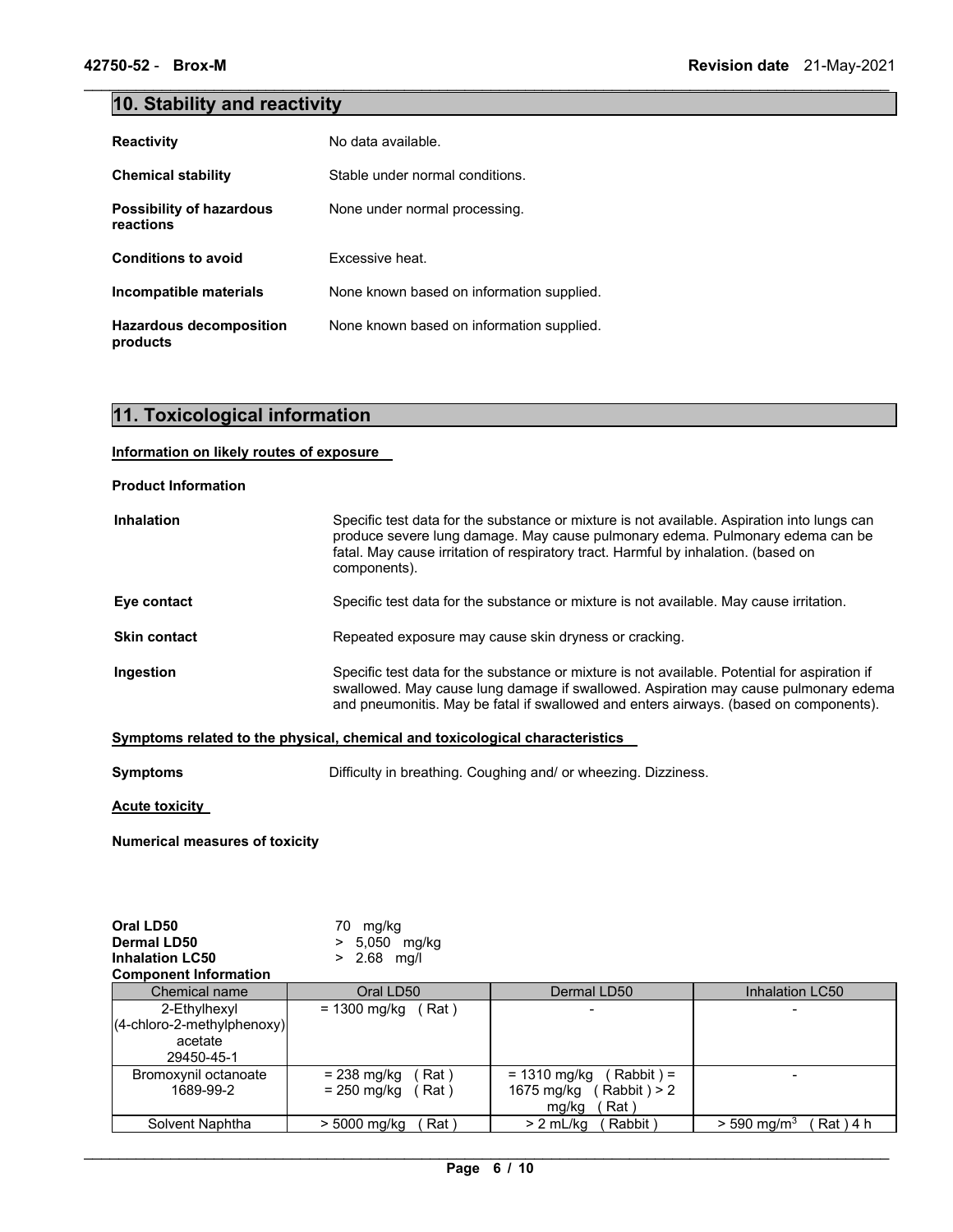## 10. Stability and reactivity

| | |
|---|---|
| **Reactivity** | No data available. |
| **Chemical stability** | Stable under normal conditions. |
| **Possibility of hazardous reactions** | None under normal processing. |
| **Conditions to avoid** | Excessive heat. |
| **Incompatible materials** | None known based on information supplied. |
| **Hazardous decomposition products** | None known based on information supplied. |

## 11. Toxicological information

**Information on likely routes of exposure**

**Product Information**

| | |
|---|---|
| **Inhalation** | Specific test data for the substance or mixture is not available. Aspiration into lungs can produce severe lung damage. May cause pulmonary edema. Pulmonary edema can be fatal. May cause irritation of respiratory tract. Harmful by inhalation. (based on components). |
| **Eye contact** | Specific test data for the substance or mixture is not available. May cause irritation. |
| **Skin contact** | Repeated exposure may cause skin dryness or cracking. |
| **Ingestion** | Specific test data for the substance or mixture is not available. Potential for aspiration if swallowed. May cause lung damage if swallowed. Aspiration may cause pulmonary edema and pneumonitis. May be fatal if swallowed and enters airways. (based on components). |

**Symptoms related to the physical, chemical and toxicological characteristics**

**Symptoms** Difficulty in breathing. Coughing and/ or wheezing. Dizziness.

**Acute toxicity**

**Numerical measures of toxicity**

**Oral LD50** 70 mg/kg
**Dermal LD50** > 5,050 mg/kg
**Inhalation LC50** > 2.68 mg/l

**Component Information**

| Chemical name | Oral LD50 | Dermal LD50 | Inhalation LC50 |
|---|---|---|---|
| 2-Ethylhexyl (4-chloro-2-methylphenoxy) acetate 29450-45-1 | = 1300 mg/kg ( Rat ) | - | - |
| Bromoxynil octanoate 1689-99-2 | = 238 mg/kg ( Rat ) = 250 mg/kg ( Rat ) | = 1310 mg/kg ( Rabbit ) = 1675 mg/kg ( Rabbit ) > 2 mg/kg ( Rat ) | - |
| Solvent Naphtha | > 5000 mg/kg ( Rat ) | > 2 mL/kg ( Rabbit ) | > 590 $mg/m^3$ ( Rat ) 4 h |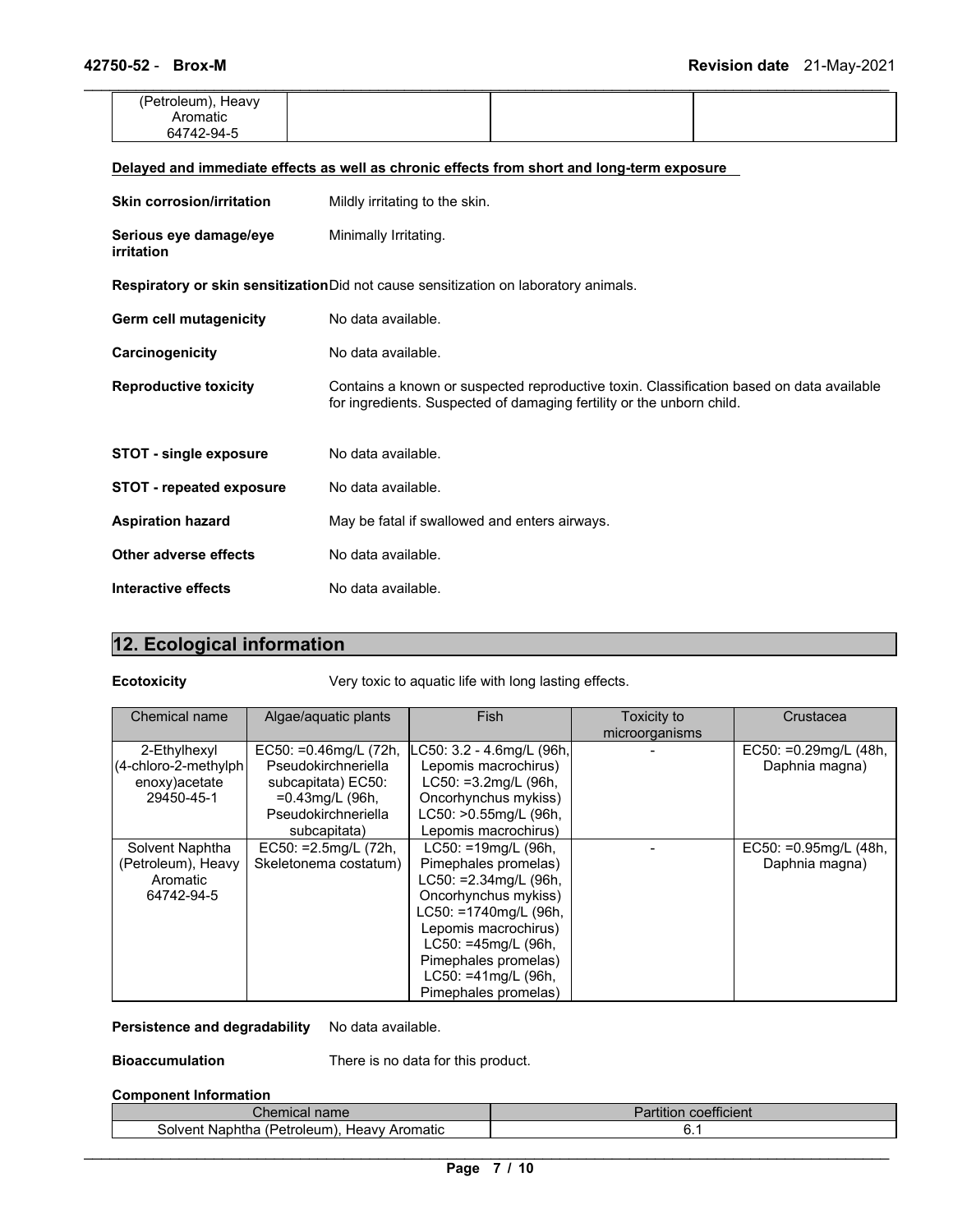| (Petroleum), Heavy Aromatic 64742-94-5 | | | |
|---|---|---|---|

**Delayed and immediate effects as well as chronic effects from short and long-term exposure**

**Skin corrosion/irritation** Mildly irritating to the skin.

**Serious eye damage/eye irritation** Minimally Irritating.

**Respiratory or skin sensitization** Did not cause sensitization on laboratory animals.

**Germ cell mutagenicity** No data available.

**Carcinogenicity** No data available.

**Reproductive toxicity** Contains a known or suspected reproductive toxin. Classification based on data available for ingredients. Suspected of damaging fertility or the unborn child.

**STOT - single exposure** No data available.

**STOT - repeated exposure** No data available.

**Aspiration hazard** May be fatal if swallowed and enters airways.

**Other adverse effects** No data available.

**Interactive effects** No data available.

## 12. Ecological information

**Ecotoxicity** Very toxic to aquatic life with long lasting effects.

| Chemical name | Algae/aquatic plants | Fish | Toxicity to microorganisms | Crustacea |
|---|---|---|---|---|
| 2-Ethylhexyl (4-chloro-2-methylphenoxy)acetate 29450-45-1 | EC50: =0.46mg/L (72h, Pseudokirchneriella subcapitata) EC50: =0.43mg/L (96h, Pseudokirchneriella subcapitata) | LC50: 3.2 - 4.6mg/L (96h, Lepomis macrochirus) LC50: =3.2mg/L (96h, Oncorhynchus mykiss) LC50: >0.55mg/L (96h, Lepomis macrochirus) | - | EC50: =0.29mg/L (48h, Daphnia magna) |
| Solvent Naphtha (Petroleum), Heavy Aromatic 64742-94-5 | EC50: =2.5mg/L (72h, Skeletonema costatum) | LC50: =19mg/L (96h, Pimephales promelas) LC50: =2.34mg/L (96h, Oncorhynchus mykiss) LC50: =1740mg/L (96h, Lepomis macrochirus) LC50: =45mg/L (96h, Pimephales promelas) LC50: =41mg/L (96h, Pimephales promelas) | - | EC50: =0.95mg/L (48h, Daphnia magna) |

**Persistence and degradability** No data available.

**Bioaccumulation** There is no data for this product.

**Component Information**

| Chemical name | Partition coefficient |
|---|---|
| Solvent Naphtha (Petroleum), Heavy Aromatic | 6.1 |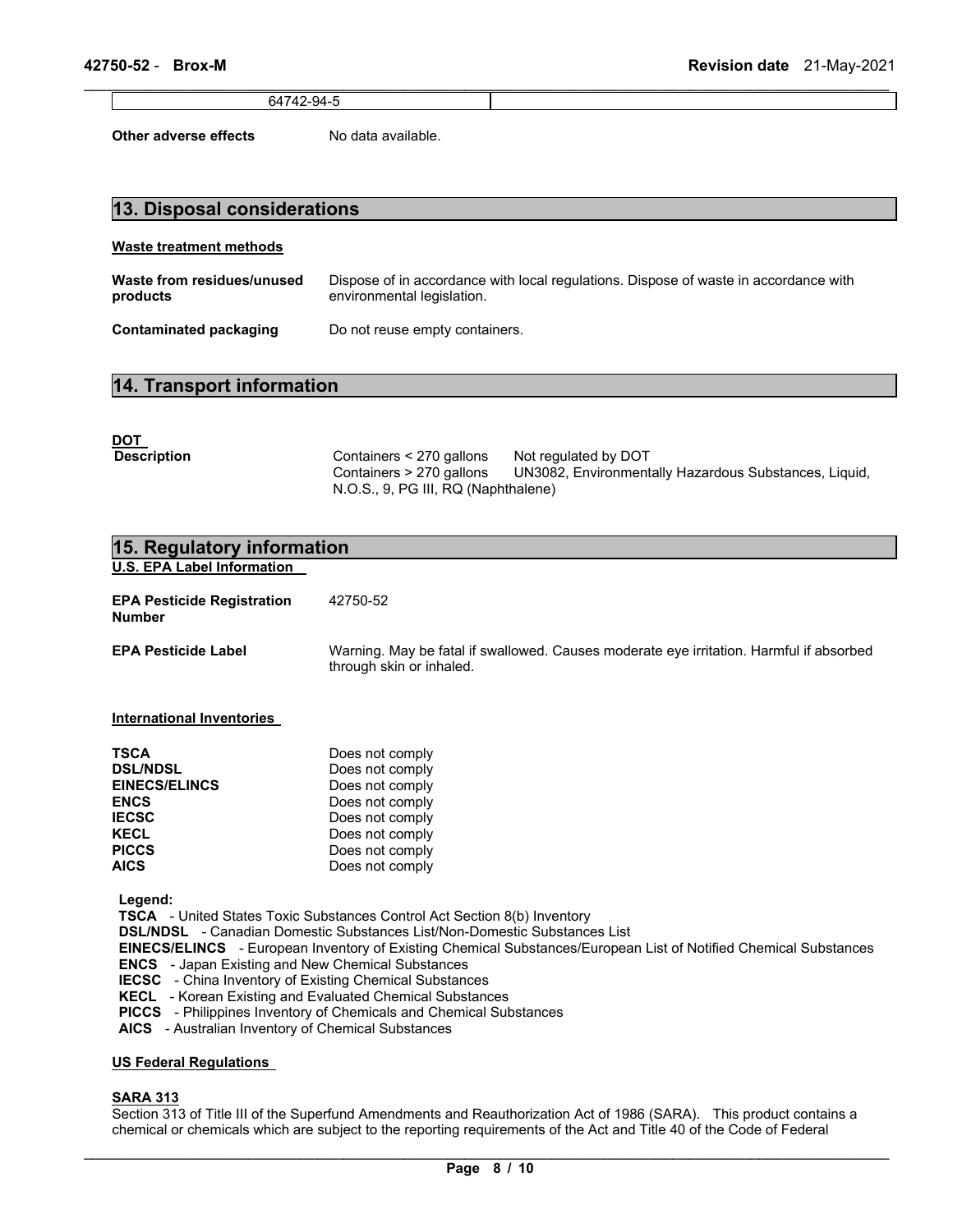| 64742-94-5 | |
|---|---|

**Other adverse effects** No data available.

## 13. Disposal considerations

**Waste treatment methods**

**Waste from residues/unused products** Dispose of in accordance with local regulations. Dispose of waste in accordance with environmental legislation.

**Contaminated packaging** Do not reuse empty containers.

## 14. Transport information

**DOT**

**Description** Containers < 270 gallons Not regulated by DOT
Containers > 270 gallons UN3082, Environmentally Hazardous Substances, Liquid, N.O.S., 9, PG III, RQ (Naphthalene)

## 15. Regulatory information

**U.S. EPA Label Information**

**EPA Pesticide Registration Number** 42750-52

**EPA Pesticide Label** Warning. May be fatal if swallowed. Causes moderate eye irritation. Harmful if absorbed through skin or inhaled.

**International Inventories**

| | |
|---|---|
| **TSCA** | Does not comply |
| **DSL/NDSL** | Does not comply |
| **EINECS/ELINCS** | Does not comply |
| **ENCS** | Does not comply |
| **IECSC** | Does not comply |
| **KECL** | Does not comply |
| **PICCS** | Does not comply |
| **AICS** | Does not comply |

**Legend:**
**TSCA** - United States Toxic Substances Control Act Section 8(b) Inventory
**DSL/NDSL** - Canadian Domestic Substances List/Non-Domestic Substances List
**EINECS/ELINCS** - European Inventory of Existing Chemical Substances/European List of Notified Chemical Substances
**ENCS** - Japan Existing and New Chemical Substances
**IECSC** - China Inventory of Existing Chemical Substances
**KECL** - Korean Existing and Evaluated Chemical Substances
**PICCS** - Philippines Inventory of Chemicals and Chemical Substances
**AICS** - Australian Inventory of Chemical Substances

**US Federal Regulations**

**SARA 313**

Section 313 of Title III of the Superfund Amendments and Reauthorization Act of 1986 (SARA). This product contains a chemical or chemicals which are subject to the reporting requirements of the Act and Title 40 of the Code of Federal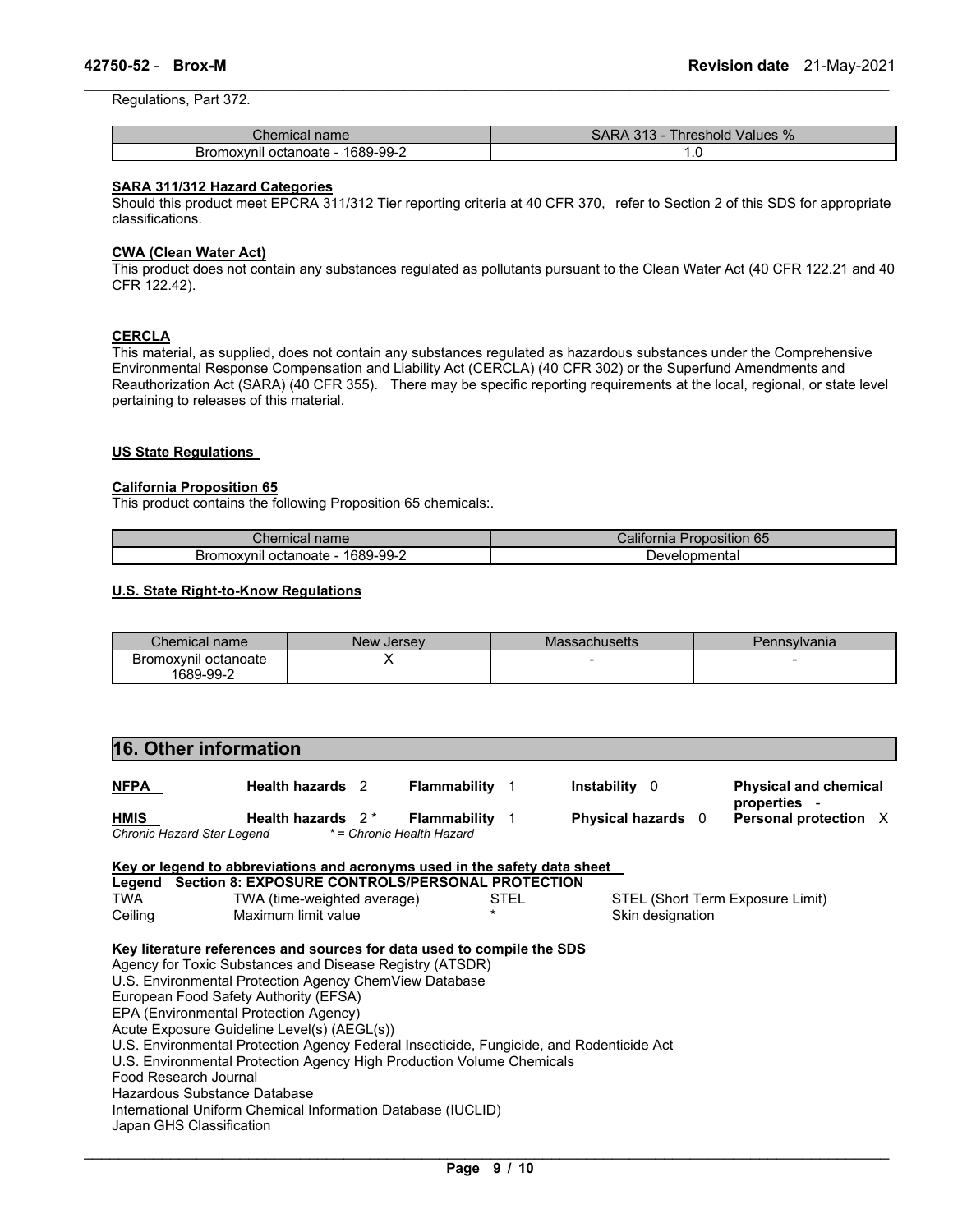Regulations, Part 372.

| Chemical name | SARA 313 - Threshold Values % |
|---|---|
| Bromoxynil octanoate - 1689-99-2 | 1.0 |

**SARA 311/312 Hazard Categories**

Should this product meet EPCRA 311/312 Tier reporting criteria at 40 CFR 370, refer to Section 2 of this SDS for appropriate classifications.

**CWA (Clean Water Act)**

This product does not contain any substances regulated as pollutants pursuant to the Clean Water Act (40 CFR 122.21 and 40 CFR 122.42).

**CERCLA**

This material, as supplied, does not contain any substances regulated as hazardous substances under the Comprehensive Environmental Response Compensation and Liability Act (CERCLA) (40 CFR 302) or the Superfund Amendments and Reauthorization Act (SARA) (40 CFR 355). There may be specific reporting requirements at the local, regional, or state level pertaining to releases of this material.

**US State Regulations**

**California Proposition 65**

This product contains the following Proposition 65 chemicals:.

| Chemical name | California Proposition 65 |
|---|---|
| Bromoxynil octanoate - 1689-99-2 | Developmental |

**U.S. State Right-to-Know Regulations**

| Chemical name | New Jersey | Massachusetts | Pennsylvania |
|---|---|---|---|
| Bromoxynil octanoate 1689-99-2 | X | - | - |

## 16. Other information

| | | | | |
|---|---|---|---|---|
| **NFPA** | **Health hazards** 2 | **Flammability** 1 | **Instability** 0 | **Physical and chemical properties** - |
| **HMIS** | **Health hazards** 2 * | **Flammability** 1 | **Physical hazards** 0 | **Personal protection** X |

*Chronic Hazard Star Legend* * = Chronic Health Hazard

**Key or legend to abbreviations and acronyms used in the safety data sheet**

**Legend Section 8: EXPOSURE CONTROLS/PERSONAL PROTECTION**

| | | | |
|---|---|---|---|
| TWA | TWA (time-weighted average) | STEL | STEL (Short Term Exposure Limit) |
| Ceiling | Maximum limit value | * | Skin designation |

**Key literature references and sources for data used to compile the SDS**

Agency for Toxic Substances and Disease Registry (ATSDR)
U.S. Environmental Protection Agency ChemView Database
European Food Safety Authority (EFSA)
EPA (Environmental Protection Agency)
Acute Exposure Guideline Level(s) (AEGL(s))
U.S. Environmental Protection Agency Federal Insecticide, Fungicide, and Rodenticide Act
U.S. Environmental Protection Agency High Production Volume Chemicals
Food Research Journal
Hazardous Substance Database
International Uniform Chemical Information Database (IUCLID)
Japan GHS Classification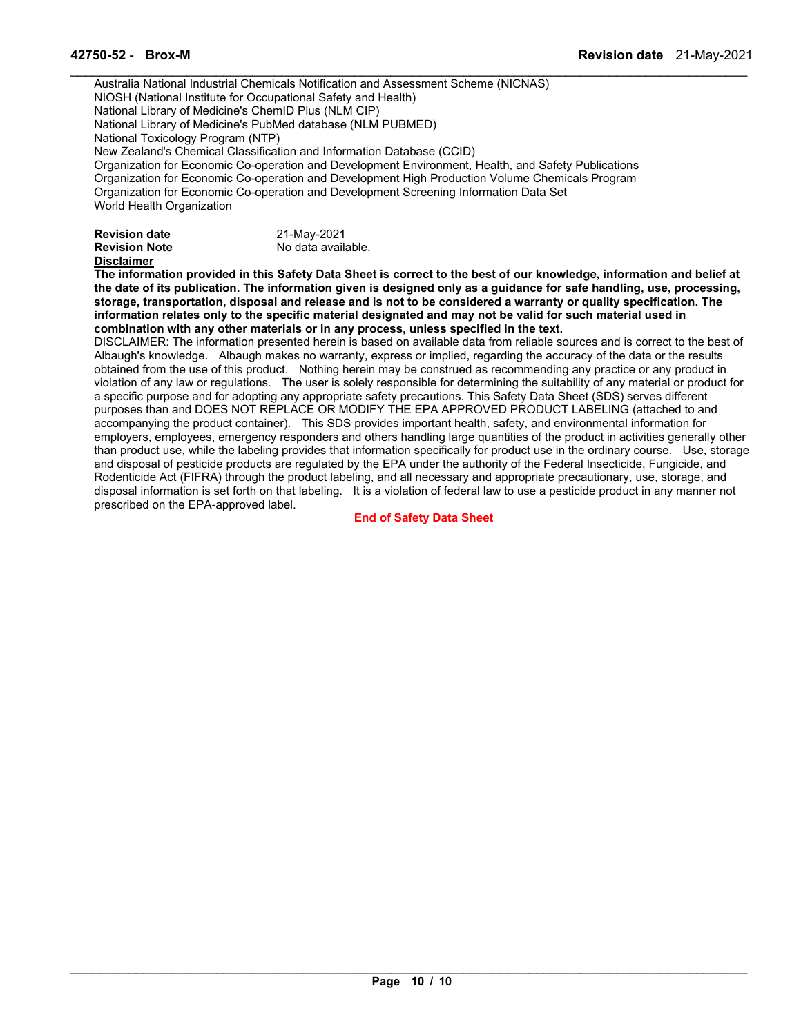Australia National Industrial Chemicals Notification and Assessment Scheme (NICNAS)
NIOSH (National Institute for Occupational Safety and Health)
National Library of Medicine's ChemID Plus (NLM CIP)
National Library of Medicine's PubMed database (NLM PUBMED)
National Toxicology Program (NTP)
New Zealand's Chemical Classification and Information Database (CCID)
Organization for Economic Co-operation and Development Environment, Health, and Safety Publications
Organization for Economic Co-operation and Development High Production Volume Chemicals Program
Organization for Economic Co-operation and Development Screening Information Data Set
World Health Organization

| | |
|---|---|
| **Revision date** | 21-May-2021 |
| **Revision Note** | No data available. |

**Disclaimer**

**The information provided in this Safety Data Sheet is correct to the best of our knowledge, information and belief at the date of its publication. The information given is designed only as a guidance for safe handling, use, processing, storage, transportation, disposal and release and is not to be considered a warranty or quality specification. The information relates only to the specific material designated and may not be valid for such material used in combination with any other materials or in any process, unless specified in the text.**

DISCLAIMER: The information presented herein is based on available data from reliable sources and is correct to the best of Albaugh's knowledge. Albaugh makes no warranty, express or implied, regarding the accuracy of the data or the results obtained from the use of this product. Nothing herein may be construed as recommending any practice or any product in violation of any law or regulations. The user is solely responsible for determining the suitability of any material or product for a specific purpose and for adopting any appropriate safety precautions. This Safety Data Sheet (SDS) serves different purposes than and DOES NOT REPLACE OR MODIFY THE EPA APPROVED PRODUCT LABELING (attached to and accompanying the product container). This SDS provides important health, safety, and environmental information for employers, employees, emergency responders and others handling large quantities of the product in activities generally other than product use, while the labeling provides that information specifically for product use in the ordinary course. Use, storage and disposal of pesticide products are regulated by the EPA under the authority of the Federal Insecticide, Fungicide, and Rodenticide Act (FIFRA) through the product labeling, and all necessary and appropriate precautionary, use, storage, and disposal information is set forth on that labeling. It is a violation of federal law to use a pesticide product in any manner not prescribed on the EPA-approved label.

**End of Safety Data Sheet**